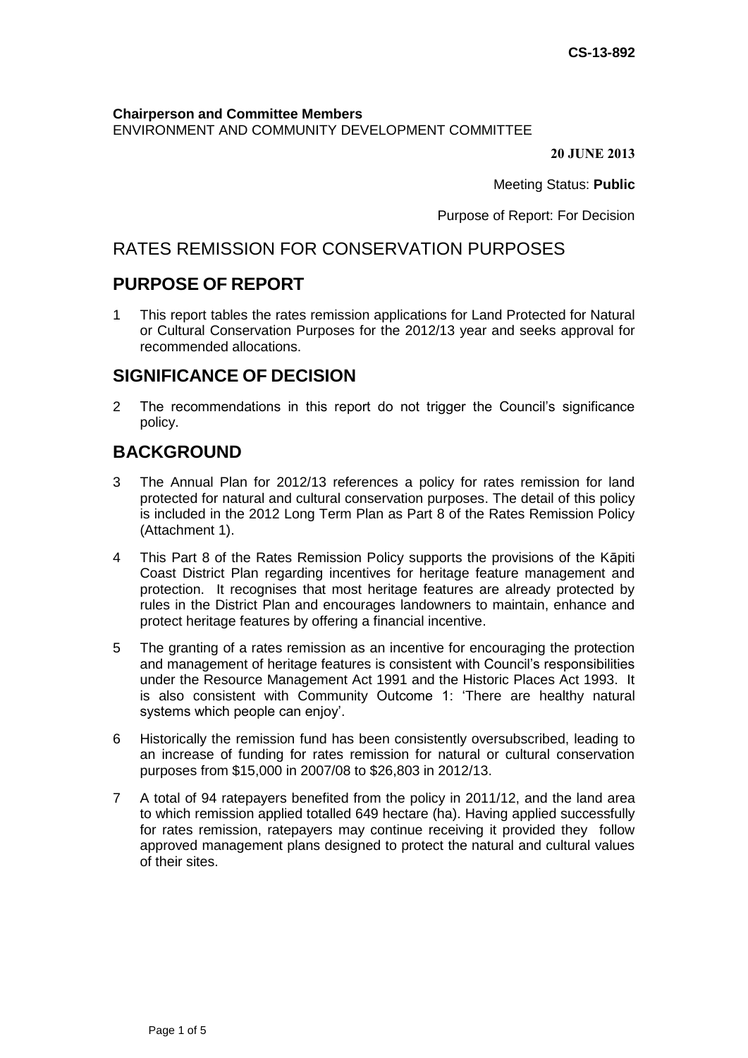CS-13-892

**Chairperson and Committee Members**
ENVIRONMENT AND COMMUNITY DEVELOPMENT COMMITTEE

**20 JUNE 2013**

Meeting Status: **Public**

Purpose of Report: For Decision

# RATES REMISSION FOR CONSERVATION PURPOSES

## PURPOSE OF REPORT

1 This report tables the rates remission applications for Land Protected for Natural or Cultural Conservation Purposes for the 2012/13 year and seeks approval for recommended allocations.

## SIGNIFICANCE OF DECISION

2 The recommendations in this report do not trigger the Council's significance policy.

## BACKGROUND

3 The Annual Plan for 2012/13 references a policy for rates remission for land protected for natural and cultural conservation purposes. The detail of this policy is included in the 2012 Long Term Plan as Part 8 of the Rates Remission Policy (Attachment 1).

4 This Part 8 of the Rates Remission Policy supports the provisions of the Kāpiti Coast District Plan regarding incentives for heritage feature management and protection. It recognises that most heritage features are already protected by rules in the District Plan and encourages landowners to maintain, enhance and protect heritage features by offering a financial incentive.

5 The granting of a rates remission as an incentive for encouraging the protection and management of heritage features is consistent with Council's responsibilities under the Resource Management Act 1991 and the Historic Places Act 1993. It is also consistent with Community Outcome 1: 'There are healthy natural systems which people can enjoy'.

6 Historically the remission fund has been consistently oversubscribed, leading to an increase of funding for rates remission for natural or cultural conservation purposes from $15,000 in 2007/08 to $26,803 in 2012/13.

7 A total of 94 ratepayers benefited from the policy in 2011/12, and the land area to which remission applied totalled 649 hectare (ha). Having applied successfully for rates remission, ratepayers may continue receiving it provided they follow approved management plans designed to protect the natural and cultural values of their sites.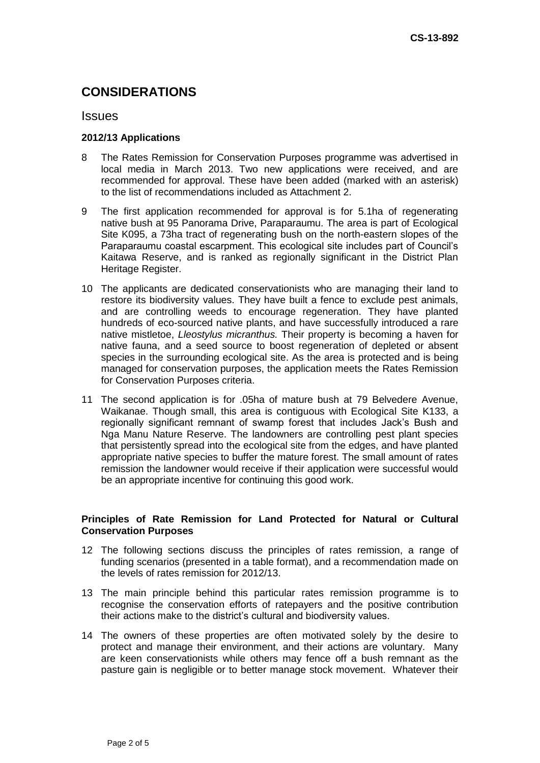# CONSIDERATIONS

## Issues

### 2012/13 Applications

8 The Rates Remission for Conservation Purposes programme was advertised in local media in March 2013. Two new applications were received, and are recommended for approval. These have been added (marked with an asterisk) to the list of recommendations included as Attachment 2.

9 The first application recommended for approval is for 5.1ha of regenerating native bush at 95 Panorama Drive, Paraparaumu. The area is part of Ecological Site K095, a 73ha tract of regenerating bush on the north-eastern slopes of the Paraparaumu coastal escarpment. This ecological site includes part of Council's Kaitawa Reserve, and is ranked as regionally significant in the District Plan Heritage Register.

10 The applicants are dedicated conservationists who are managing their land to restore its biodiversity values. They have built a fence to exclude pest animals, and are controlling weeds to encourage regeneration. They have planted hundreds of eco-sourced native plants, and have successfully introduced a rare native mistletoe, *Lleostylus micranthus.* Their property is becoming a haven for native fauna, and a seed source to boost regeneration of depleted or absent species in the surrounding ecological site. As the area is protected and is being managed for conservation purposes, the application meets the Rates Remission for Conservation Purposes criteria.

11 The second application is for .05ha of mature bush at 79 Belvedere Avenue, Waikanae. Though small, this area is contiguous with Ecological Site K133, a regionally significant remnant of swamp forest that includes Jack's Bush and Nga Manu Nature Reserve. The landowners are controlling pest plant species that persistently spread into the ecological site from the edges, and have planted appropriate native species to buffer the mature forest. The small amount of rates remission the landowner would receive if their application were successful would be an appropriate incentive for continuing this good work.

### Principles of Rate Remission for Land Protected for Natural or Cultural Conservation Purposes

12 The following sections discuss the principles of rates remission, a range of funding scenarios (presented in a table format), and a recommendation made on the levels of rates remission for 2012/13.

13 The main principle behind this particular rates remission programme is to recognise the conservation efforts of ratepayers and the positive contribution their actions make to the district's cultural and biodiversity values.

14 The owners of these properties are often motivated solely by the desire to protect and manage their environment, and their actions are voluntary. Many are keen conservationists while others may fence off a bush remnant as the pasture gain is negligible or to better manage stock movement. Whatever their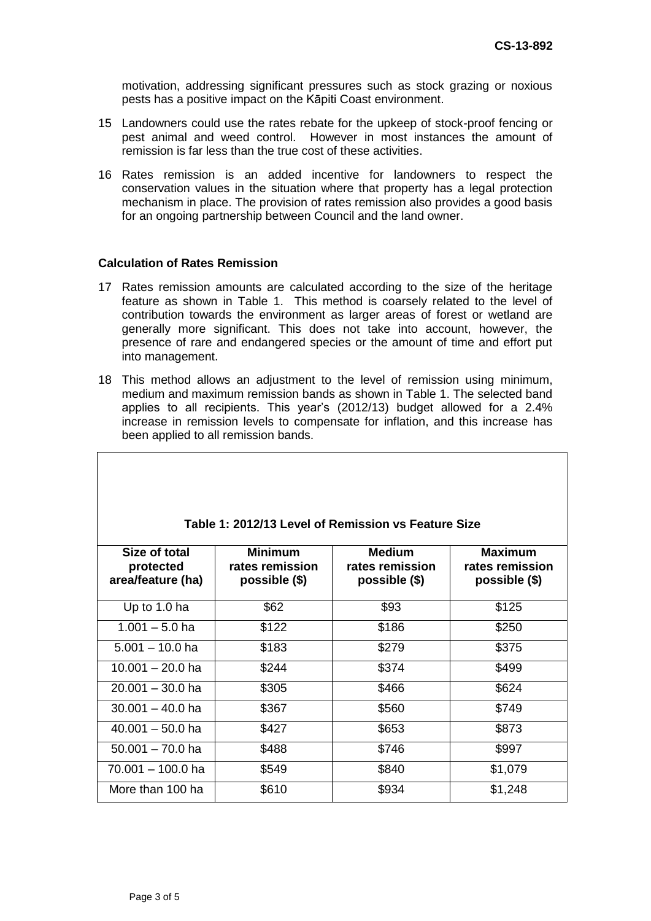motivation, addressing significant pressures such as stock grazing or noxious pests has a positive impact on the Kāpiti Coast environment.

15 Landowners could use the rates rebate for the upkeep of stock-proof fencing or pest animal and weed control. However in most instances the amount of remission is far less than the true cost of these activities.

16 Rates remission is an added incentive for landowners to respect the conservation values in the situation where that property has a legal protection mechanism in place. The provision of rates remission also provides a good basis for an ongoing partnership between Council and the land owner.

**Calculation of Rates Remission**

17 Rates remission amounts are calculated according to the size of the heritage feature as shown in Table 1. This method is coarsely related to the level of contribution towards the environment as larger areas of forest or wetland are generally more significant. This does not take into account, however, the presence of rare and endangered species or the amount of time and effort put into management.

18 This method allows an adjustment to the level of remission using minimum, medium and maximum remission bands as shown in Table 1. The selected band applies to all recipients. This year's (2012/13) budget allowed for a 2.4% increase in remission levels to compensate for inflation, and this increase has been applied to all remission bands.

**Table 1: 2012/13 Level of Remission vs Feature Size**

| Size of total protected area/feature (ha) | Minimum rates remission possible ($) | Medium rates remission possible ($) | Maximum rates remission possible ($) |
|---|---|---|---|
| Up to 1.0 ha | $62 | $93 | $125 |
| 1.001 – 5.0 ha | $122 | $186 | $250 |
| 5.001 – 10.0 ha | $183 | $279 | $375 |
| 10.001 – 20.0 ha | $244 | $374 | $499 |
| 20.001 – 30.0 ha | $305 | $466 | $624 |
| 30.001 – 40.0 ha | $367 | $560 | $749 |
| 40.001 – 50.0 ha | $427 | $653 | $873 |
| 50.001 – 70.0 ha | $488 | $746 | $997 |
| 70.001 – 100.0 ha | $549 | $840 | $1,079 |
| More than 100 ha | $610 | $934 | $1,248 |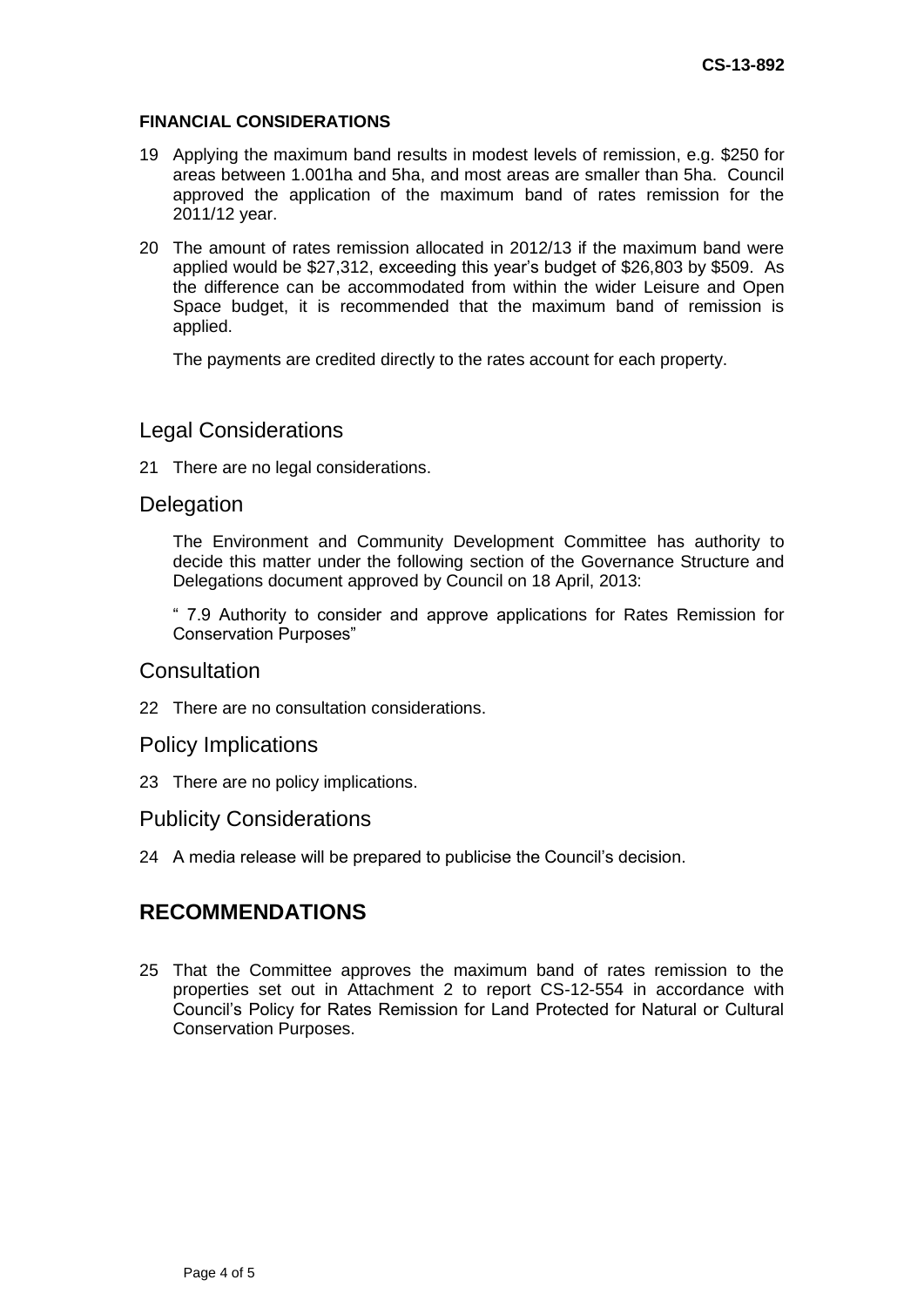### FINANCIAL CONSIDERATIONS

19 Applying the maximum band results in modest levels of remission, e.g. $250 for areas between 1.001ha and 5ha, and most areas are smaller than 5ha. Council approved the application of the maximum band of rates remission for the 2011/12 year.

20 The amount of rates remission allocated in 2012/13 if the maximum band were applied would be $27,312, exceeding this year's budget of $26,803 by $509. As the difference can be accommodated from within the wider Leisure and Open Space budget, it is recommended that the maximum band of remission is applied.

The payments are credited directly to the rates account for each property.

## Legal Considerations

21 There are no legal considerations.

## Delegation

The Environment and Community Development Committee has authority to decide this matter under the following section of the Governance Structure and Delegations document approved by Council on 18 April, 2013:

" 7.9 Authority to consider and approve applications for Rates Remission for Conservation Purposes"

## Consultation

22 There are no consultation considerations.

## Policy Implications

23 There are no policy implications.

## Publicity Considerations

24 A media release will be prepared to publicise the Council's decision.

# RECOMMENDATIONS

25 That the Committee approves the maximum band of rates remission to the properties set out in Attachment 2 to report CS-12-554 in accordance with Council's Policy for Rates Remission for Land Protected for Natural or Cultural Conservation Purposes.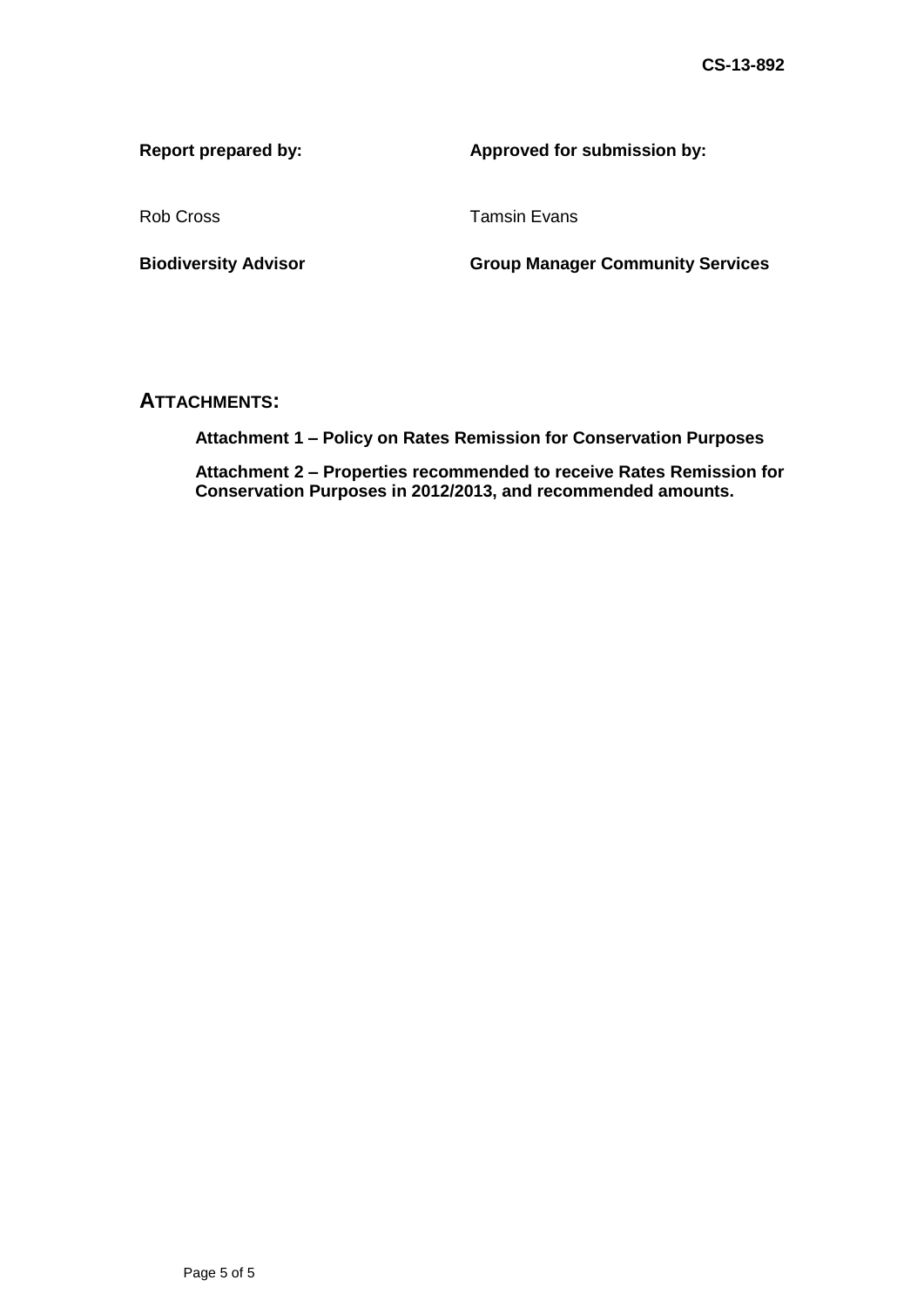| Report prepared by: | Approved for submission by: |
| --- | --- |
| Rob Cross | Tamsin Evans |
| **Biodiversity Advisor** | **Group Manager Community Services** |

## ATTACHMENTS:

**Attachment 1 – Policy on Rates Remission for Conservation Purposes**

**Attachment 2 – Properties recommended to receive Rates Remission for Conservation Purposes in 2012/2013, and recommended amounts.**